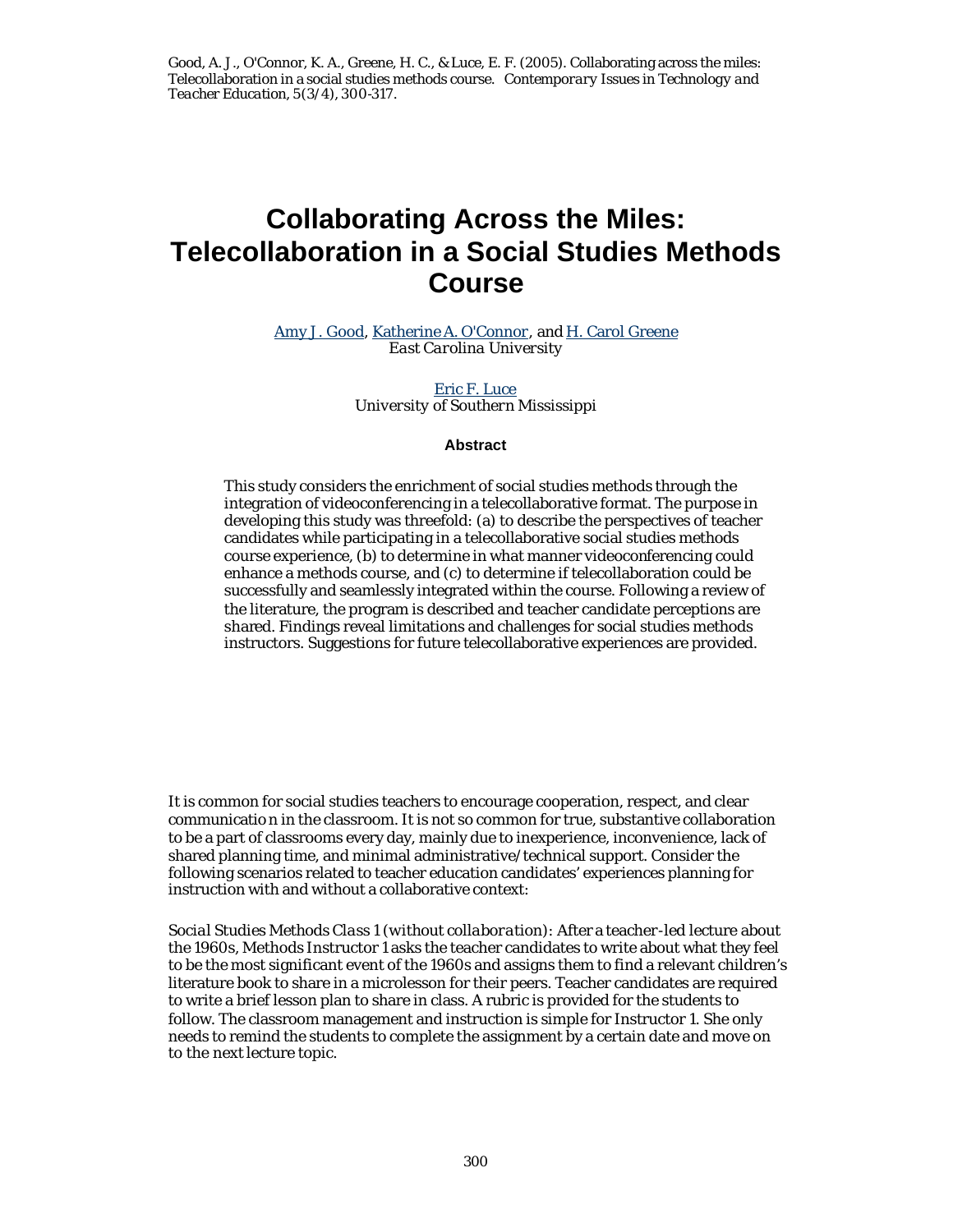Good, A. J., O'Connor, K. A., Greene, H. C., & Luce, E. F. (2005). Collaborating across the miles: Telecollaboration in a social studies methods course. *Contemporary Issues in Technology and Teacher Education, 5*(3/4), 300-317.

# Collaborating Across the Miles: Telecollaboration in a Social Studies Methods Course

Amy J. Good, Katherine A. O'Connor, and H. Carol Greene
*East Carolina University*

Eric F. Luce
University of Southern Mississippi

### Abstract

This study considers the enrichment of social studies methods through the integration of videoconferencing in a telecollaborative format. The purpose in developing this study was threefold: (a) to describe the perspectives of teacher candidates while participating in a telecollaborative social studies methods course experience, (b) to determine in what manner videoconferencing could enhance a methods course, and (c) to determine if telecollaboration could be successfully and seamlessly integrated within the course. Following a review of the literature, the program is described and teacher candidate perceptions are shared. Findings reveal limitations and challenges for social studies methods instructors. Suggestions for future telecollaborative experiences are provided.

It is common for social studies teachers to encourage cooperation, respect, and clear communication in the classroom. It is not so common for true, substantive collaboration to be a part of classrooms every day, mainly due to inexperience, inconvenience, lack of shared planning time, and minimal administrative/technical support. Consider the following scenarios related to teacher education candidates' experiences planning for instruction with and without a collaborative context:

*Social Studies Methods Class 1 (without collaboration):* After a teacher-led lecture about the 1960s, Methods Instructor 1 asks the teacher candidates to write about what they feel to be the most significant event of the 1960s and assigns them to find a relevant children's literature book to share in a microlesson for their peers. Teacher candidates are required to write a brief lesson plan to share in class. A rubric is provided for the students to follow. The classroom management and instruction is simple for Instructor 1. She only needs to remind the students to complete the assignment by a certain date and move on to the next lecture topic.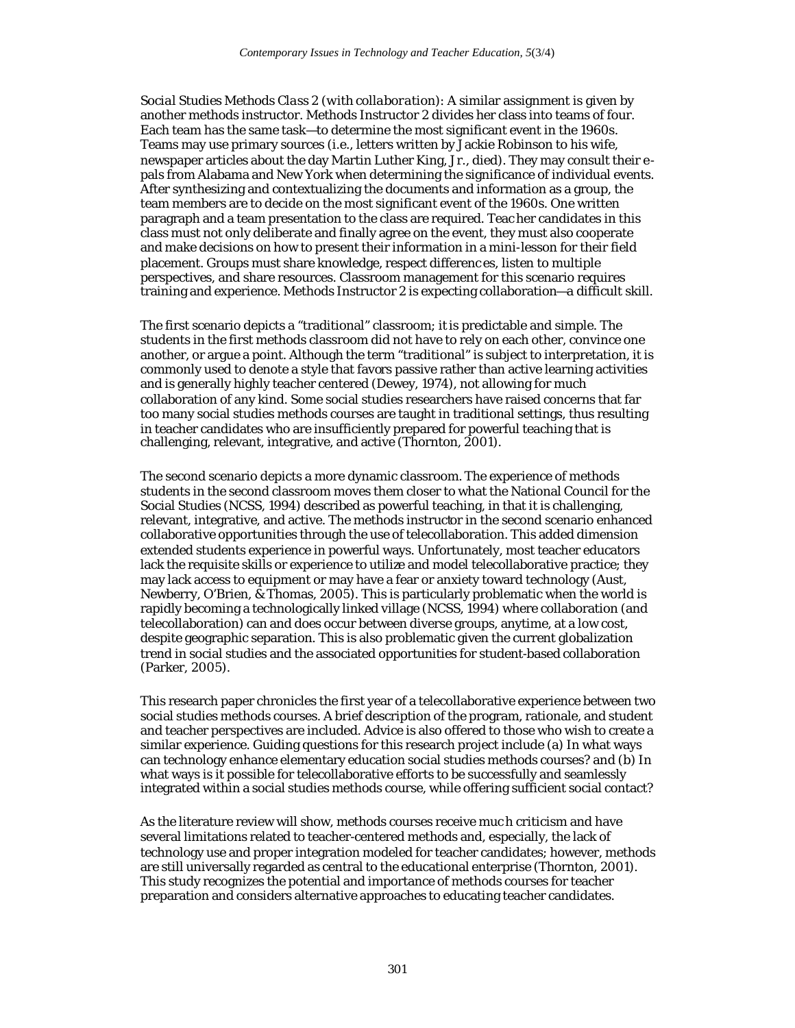*Social Studies Methods Class 2 (with collaboration)*: A similar assignment is given by another methods instructor. Methods Instructor 2 divides her class into teams of four. Each team has the same task—to determine the most significant event in the 1960s. Teams may use primary sources (i.e., letters written by Jackie Robinson to his wife, newspaper articles about the day Martin Luther King, Jr., died). They may consult their e-pals from Alabama and New York when determining the significance of individual events. After synthesizing and contextualizing the documents and information as a group, the team members are to decide on the most significant event of the 1960s. One written paragraph and a team presentation to the class are required. Teacher candidates in this class must not only deliberate and finally agree on the event, they must also cooperate and make decisions on how to present their information in a mini-lesson for their field placement. Groups must share knowledge, respect differences, listen to multiple perspectives, and share resources. Classroom management for this scenario requires training and experience. Methods Instructor 2 is expecting collaboration—a difficult skill.

The first scenario depicts a "traditional" classroom; it is predictable and simple. The students in the first methods classroom did not have to rely on each other, convince one another, or argue a point. Although the term "traditional" is subject to interpretation, it is commonly used to denote a style that favors passive rather than active learning activities and is generally highly teacher centered (Dewey, 1974), not allowing for much collaboration of any kind. Some social studies researchers have raised concerns that far too many social studies methods courses are taught in traditional settings, thus resulting in teacher candidates who are insufficiently prepared for powerful teaching that is challenging, relevant, integrative, and active (Thornton, 2001).

The second scenario depicts a more dynamic classroom. The experience of methods students in the second classroom moves them closer to what the National Council for the Social Studies (NCSS, 1994) described as powerful teaching, in that it is challenging, relevant, integrative, and active. The methods instructor in the second scenario enhanced collaborative opportunities through the use of telecollaboration. This added dimension extended students experience in powerful ways. Unfortunately, most teacher educators lack the requisite skills or experience to utilize and model telecollaborative practice; they may lack access to equipment or may have a fear or anxiety toward technology (Aust, Newberry, O'Brien, & Thomas, 2005). This is particularly problematic when the world is rapidly becoming a technologically linked village (NCSS, 1994) where collaboration (and telecollaboration) can and does occur between diverse groups, anytime, at a low cost, despite geographic separation. This is also problematic given the current globalization trend in social studies and the associated opportunities for student-based collaboration (Parker, 2005).

This research paper chronicles the first year of a telecollaborative experience between two social studies methods courses. A brief description of the program, rationale, and student and teacher perspectives are included. Advice is also offered to those who wish to create a similar experience. Guiding questions for this research project include (a) In what ways can technology enhance elementary education social studies methods courses? and (b) In what ways is it possible for telecollaborative efforts to be successfully and seamlessly integrated within a social studies methods course, while offering sufficient social contact?

As the literature review will show, methods courses receive much criticism and have several limitations related to teacher-centered methods and, especially, the lack of technology use and proper integration modeled for teacher candidates; however, methods are still universally regarded as central to the educational enterprise (Thornton, 2001). This study recognizes the potential and importance of methods courses for teacher preparation and considers alternative approaches to educating teacher candidates.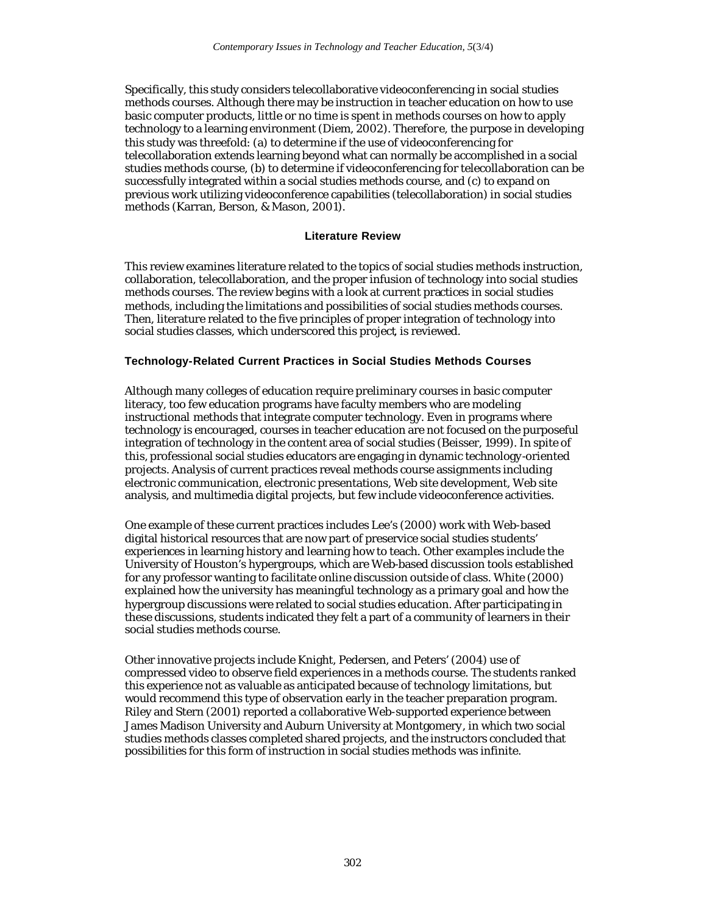Specifically, this study considers telecollaborative videoconferencing in social studies methods courses. Although there may be instruction in teacher education on how to use basic computer products, little or no time is spent in methods courses on how to apply technology to a learning environment (Diem, 2002). Therefore, the purpose in developing this study was threefold: (a) to determine if the use of videoconferencing for telecollaboration extends learning beyond what can normally be accomplished in a social studies methods course, (b) to determine if videoconferencing for telecollaboration can be successfully integrated within a social studies methods course, and (c) to expand on previous work utilizing videoconference capabilities (telecollaboration) in social studies methods (Karran, Berson, & Mason, 2001).

## Literature Review

This review examines literature related to the topics of social studies methods instruction, collaboration, telecollaboration, and the proper infusion of technology into social studies methods courses. The review begins with a look at current practices in social studies methods, including the limitations and possibilities of social studies methods courses. Then, literature related to the five principles of proper integration of technology into social studies classes, which underscored this project, is reviewed.

### Technology-Related Current Practices in Social Studies Methods Courses

Although many colleges of education require preliminary courses in basic computer literacy, too few education programs have faculty members who are modeling instructional methods that integrate computer technology. Even in programs where technology is encouraged, courses in teacher education are not focused on the purposeful integration of technology in the content area of social studies (Beisser, 1999). In spite of this, professional social studies educators are engaging in dynamic technology-oriented projects. Analysis of current practices reveal methods course assignments including electronic communication, electronic presentations, Web site development, Web site analysis, and multimedia digital projects, but few include videoconference activities.

One example of these current practices includes Lee's (2000) work with Web-based digital historical resources that are now part of preservice social studies students' experiences in learning history and learning how to teach. Other examples include the University of Houston's hypergroups, which are Web-based discussion tools established for any professor wanting to facilitate online discussion outside of class. White (2000) explained how the university has meaningful technology as a primary goal and how the hypergroup discussions were related to social studies education. After participating in these discussions, students indicated they felt a part of a community of learners in their social studies methods course.

Other innovative projects include Knight, Pedersen, and Peters' (2004) use of compressed video to observe field experiences in a methods course. The students ranked this experience not as valuable as anticipated because of technology limitations, but would recommend this type of observation early in the teacher preparation program. Riley and Stern (2001) reported a collaborative Web-supported experience between James Madison University and Auburn University at Montgomery, in which two social studies methods classes completed shared projects, and the instructors concluded that possibilities for this form of instruction in social studies methods was infinite.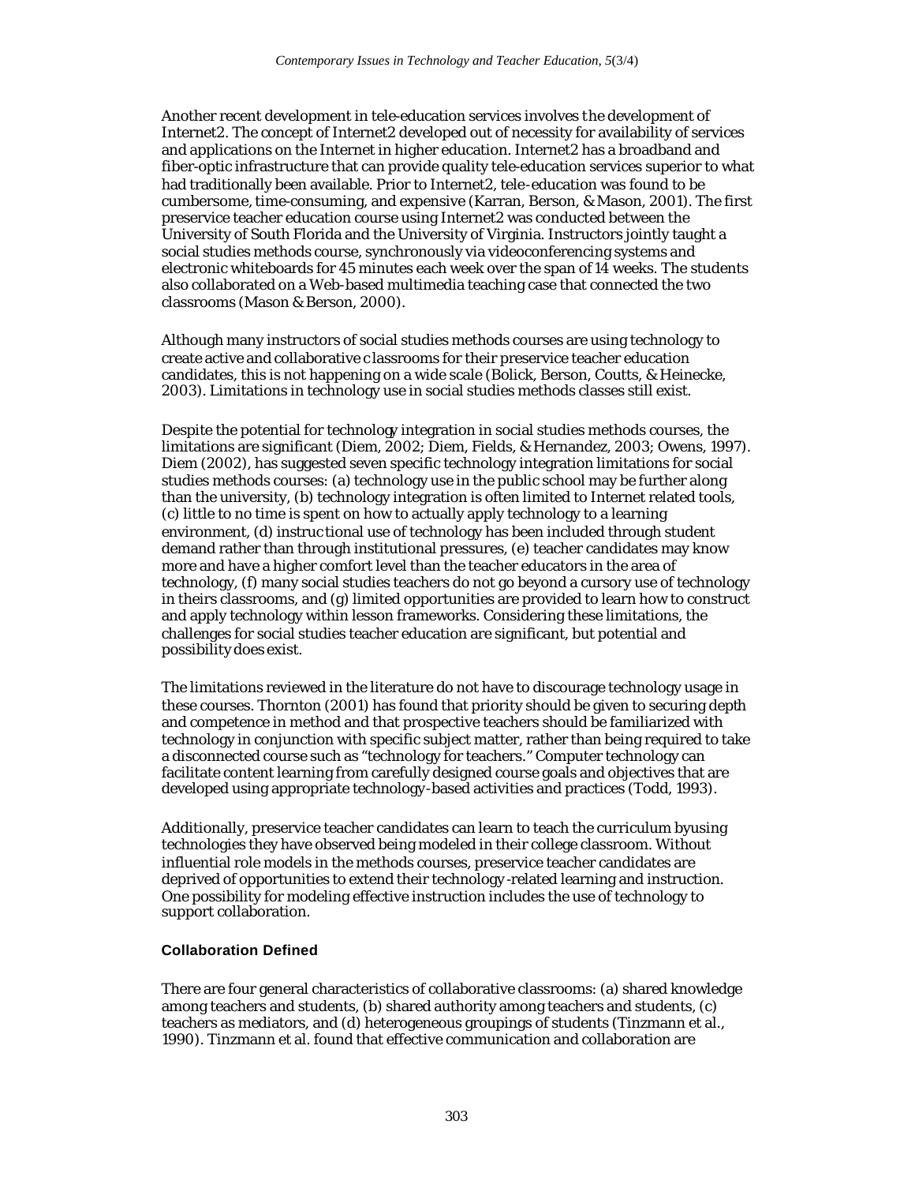Another recent development in tele-education services involves the development of Internet2. The concept of Internet2 developed out of necessity for availability of services and applications on the Internet in higher education. Internet2 has a broadband and fiber-optic infrastructure that can provide quality tele-education services superior to what had traditionally been available. Prior to Internet2, tele-education was found to be cumbersome, time-consuming, and expensive (Karran, Berson, & Mason, 2001). The first preservice teacher education course using Internet2 was conducted between the University of South Florida and the University of Virginia. Instructors jointly taught a social studies methods course, synchronously via videoconferencing systems and electronic whiteboards for 45 minutes each week over the span of 14 weeks. The students also collaborated on a Web-based multimedia teaching case that connected the two classrooms (Mason & Berson, 2000).

Although many instructors of social studies methods courses are using technology to create active and collaborative classrooms for their preservice teacher education candidates, this is not happening on a wide scale (Bolick, Berson, Coutts, & Heinecke, 2003). Limitations in technology use in social studies methods classes still exist.

Despite the potential for technology integration in social studies methods courses, the limitations are significant (Diem, 2002; Diem, Fields, & Hernandez, 2003; Owens, 1997). Diem (2002), has suggested seven specific technology integration limitations for social studies methods courses: (a) technology use in the public school may be further along than the university, (b) technology integration is often limited to Internet related tools, (c) little to no time is spent on how to actually apply technology to a learning environment, (d) instructional use of technology has been included through student demand rather than through institutional pressures, (e) teacher candidates may know more and have a higher comfort level than the teacher educators in the area of technology, (f) many social studies teachers do not go beyond a cursory use of technology in theirs classrooms, and (g) limited opportunities are provided to learn how to construct and apply technology within lesson frameworks. Considering these limitations, the challenges for social studies teacher education are significant, but potential and possibility does exist.

The limitations reviewed in the literature do not have to discourage technology usage in these courses. Thornton (2001) has found that priority should be given to securing depth and competence in method and that prospective teachers should be familiarized with technology in conjunction with specific subject matter, rather than being required to take a disconnected course such as "technology for teachers." Computer technology can facilitate content learning from carefully designed course goals and objectives that are developed using appropriate technology-based activities and practices (Todd, 1993).

Additionally, preservice teacher candidates can learn to teach the curriculum byusing technologies they have observed being modeled in their college classroom. Without influential role models in the methods courses, preservice teacher candidates are deprived of opportunities to extend their technology-related learning and instruction. One possibility for modeling effective instruction includes the use of technology to support collaboration.

### Collaboration Defined

There are four general characteristics of collaborative classrooms: (a) shared knowledge among teachers and students, (b) shared authority among teachers and students, (c) teachers as mediators, and (d) heterogeneous groupings of students (Tinzmann et al., 1990). Tinzmann et al. found that effective communication and collaboration are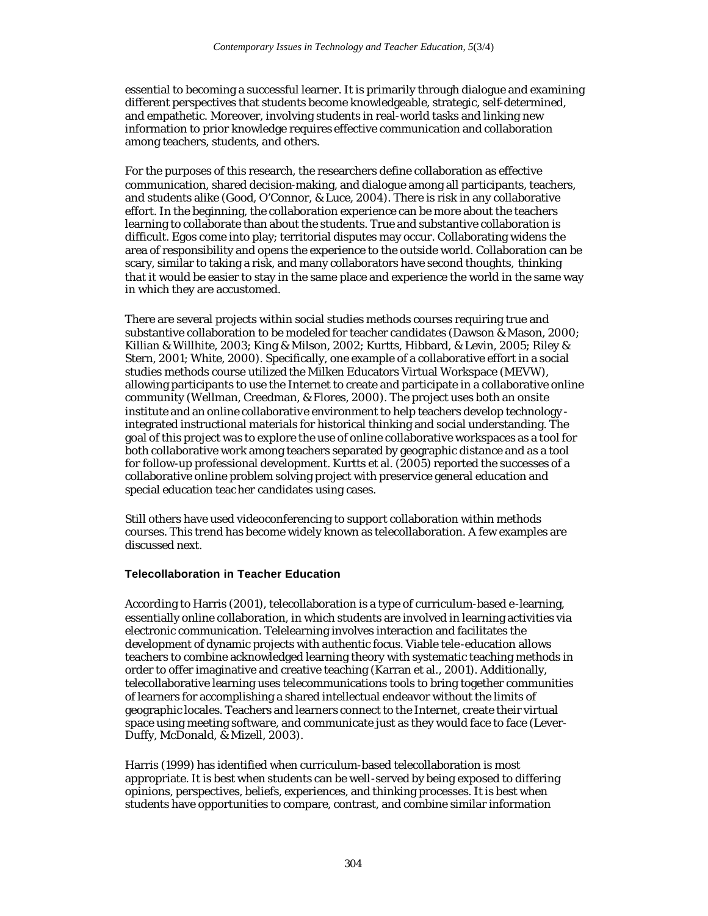essential to becoming a successful learner. It is primarily through dialogue and examining different perspectives that students become knowledgeable, strategic, self-determined, and empathetic. Moreover, involving students in real-world tasks and linking new information to prior knowledge requires effective communication and collaboration among teachers, students, and others.

For the purposes of this research, the researchers define collaboration as effective communication, shared decision-making, and dialogue among all participants, teachers, and students alike (Good, O'Connor, & Luce, 2004). There is risk in any collaborative effort. In the beginning, the collaboration experience can be more about the teachers learning to collaborate than about the students. True and substantive collaboration is difficult. Egos come into play; territorial disputes may occur. Collaborating widens the area of responsibility and opens the experience to the outside world. Collaboration can be scary, similar to taking a risk, and many collaborators have second thoughts, thinking that it would be easier to stay in the same place and experience the world in the same way in which they are accustomed.

There are several projects within social studies methods courses requiring true and substantive collaboration to be modeled for teacher candidates (Dawson & Mason, 2000; Killian & Willhite, 2003; King & Milson, 2002; Kurtts, Hibbard, & Levin, 2005; Riley & Stern, 2001; White, 2000). Specifically, one example of a collaborative effort in a social studies methods course utilized the Milken Educators Virtual Workspace (MEVW), allowing participants to use the Internet to create and participate in a collaborative online community (Wellman, Creedman, & Flores, 2000). The project uses both an onsite institute and an online collaborative environment to help teachers develop technology-integrated instructional materials for historical thinking and social understanding. The goal of this project was to explore the use of online collaborative workspaces as a tool for both collaborative work among teachers separated by geographic distance and as a tool for follow-up professional development. Kurtts et al. (2005) reported the successes of a collaborative online problem solving project with preservice general education and special education teacher candidates using cases.

Still others have used videoconferencing to support collaboration within methods courses. This trend has become widely known as telecollaboration. A few examples are discussed next.

### Telecollaboration in Teacher Education

According to Harris (2001), telecollaboration is a type of curriculum-based e-learning, essentially online collaboration, in which students are involved in learning activities via electronic communication. Telelearning involves interaction and facilitates the development of dynamic projects with authentic focus. Viable tele-education allows teachers to combine acknowledged learning theory with systematic teaching methods in order to offer imaginative and creative teaching (Karran et al., 2001). Additionally, telecollaborative learning uses telecommunications tools to bring together communities of learners for accomplishing a shared intellectual endeavor without the limits of geographic locales. Teachers and learners connect to the Internet, create their virtual space using meeting software, and communicate just as they would face to face (Lever-Duffy, McDonald, & Mizell, 2003).

Harris (1999) has identified when curriculum-based telecollaboration is most appropriate. It is best when students can be well-served by being exposed to differing opinions, perspectives, beliefs, experiences, and thinking processes. It is best when students have opportunities to compare, contrast, and combine similar information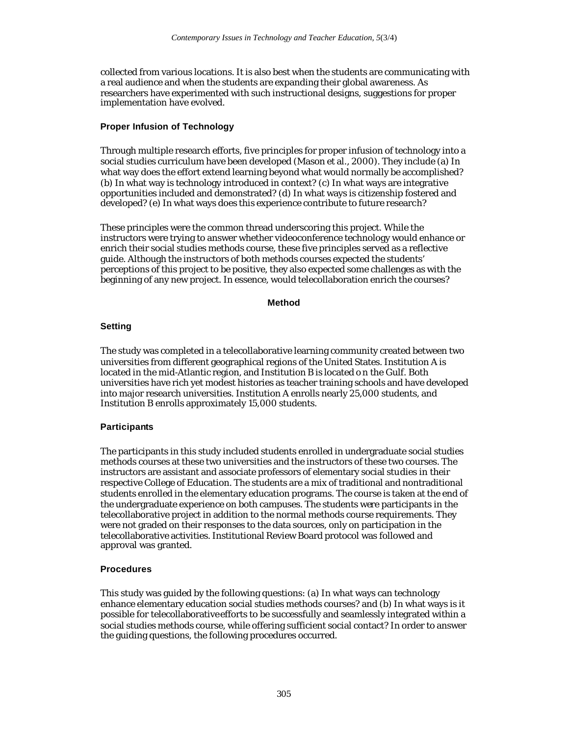collected from various locations. It is also best when the students are communicating with a real audience and when the students are expanding their global awareness. As researchers have experimented with such instructional designs, suggestions for proper implementation have evolved.

### Proper Infusion of Technology

Through multiple research efforts, five principles for proper infusion of technology into a social studies curriculum have been developed (Mason et al., 2000). They include (a) In what way does the effort extend learning beyond what would normally be accomplished? (b) In what way is technology introduced in context? (c) In what ways are integrative opportunities included and demonstrated? (d) In what ways is citizenship fostered and developed? (e) In what ways does this experience contribute to future research?

These principles were the common thread underscoring this project. While the instructors were trying to answer whether videoconference technology would enhance or enrich their social studies methods course, these five principles served as a reflective guide. Although the instructors of both methods courses expected the students' perceptions of this project to be positive, they also expected some challenges as with the beginning of any new project. In essence, would telecollaboration enrich the courses?

## Method

### Setting

The study was completed in a telecollaborative learning community created between two universities from different geographical regions of the United States. Institution A is located in the mid-Atlantic region, and Institution B is located on the Gulf. Both universities have rich yet modest histories as teacher training schools and have developed into major research universities. Institution A enrolls nearly 25,000 students, and Institution B enrolls approximately 15,000 students.

### Participants

The participants in this study included students enrolled in undergraduate social studies methods courses at these two universities and the instructors of these two courses. The instructors are assistant and associate professors of elementary social studies in their respective College of Education. The students are a mix of traditional and nontraditional students enrolled in the elementary education programs. The course is taken at the end of the undergraduate experience on both campuses. The students were participants in the telecollaborative project in addition to the normal methods course requirements. They were not graded on their responses to the data sources, only on participation in the telecollaborative activities. Institutional Review Board protocol was followed and approval was granted.

### Procedures

This study was guided by the following questions: (a) In what ways can technology enhance elementary education social studies methods courses? and (b) In what ways is it possible for telecollaborative efforts to be successfully and seamlessly integrated within a social studies methods course, while offering sufficient social contact? In order to answer the guiding questions, the following procedures occurred.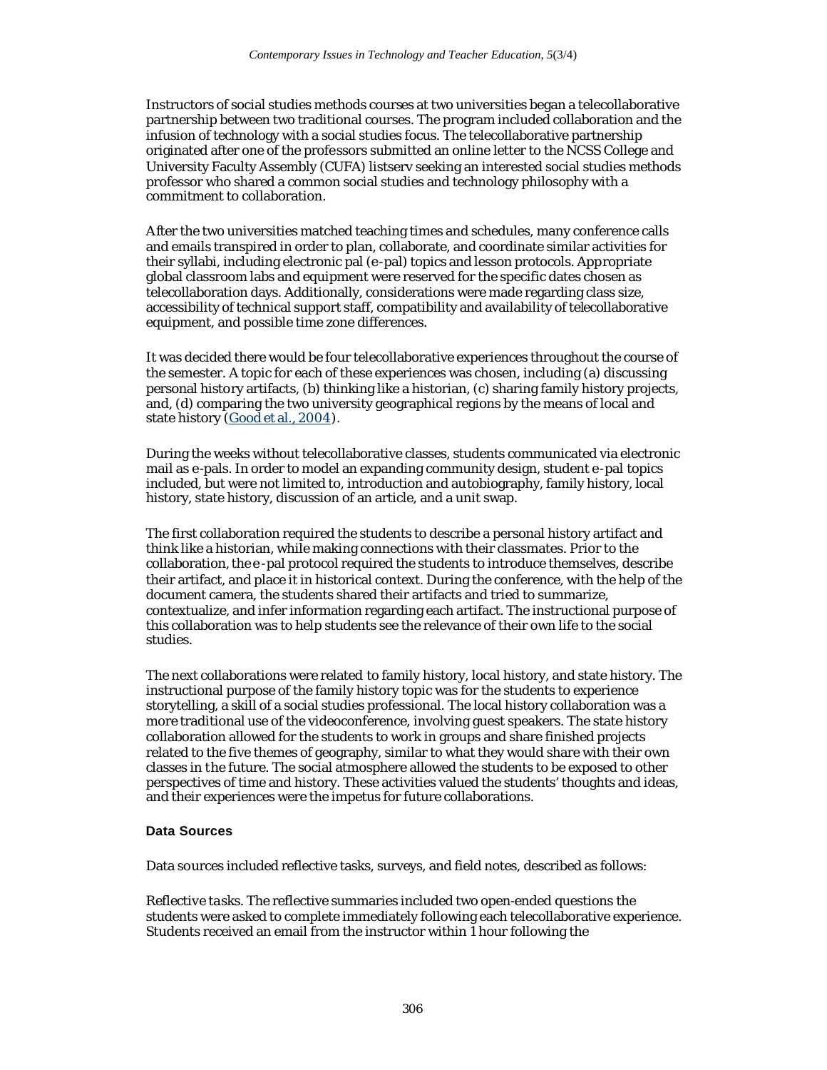Instructors of social studies methods courses at two universities began a telecollaborative partnership between two traditional courses. The program included collaboration and the infusion of technology with a social studies focus. The telecollaborative partnership originated after one of the professors submitted an online letter to the NCSS College and University Faculty Assembly (CUFA) listserv seeking an interested social studies methods professor who shared a common social studies and technology philosophy with a commitment to collaboration.

After the two universities matched teaching times and schedules, many conference calls and emails transpired in order to plan, collaborate, and coordinate similar activities for their syllabi, including electronic pal (e-pal) topics and lesson protocols. Appropriate global classroom labs and equipment were reserved for the specific dates chosen as telecollaboration days. Additionally, considerations were made regarding class size, accessibility of technical support staff, compatibility and availability of telecollaborative equipment, and possible time zone differences.

It was decided there would be four telecollaborative experiences throughout the course of the semester. A topic for each of these experiences was chosen, including (a) discussing personal history artifacts, (b) thinking like a historian, (c) sharing family history projects, and, (d) comparing the two university geographical regions by the means of local and state history (Good et al., 2004).

During the weeks without telecollaborative classes, students communicated via electronic mail as e-pals. In order to model an expanding community design, student e-pal topics included, but were not limited to, introduction and autobiography, family history, local history, state history, discussion of an article, and a unit swap.

The first collaboration required the students to describe a personal history artifact and think like a historian, while making connections with their classmates. Prior to the collaboration, the e-pal protocol required the students to introduce themselves, describe their artifact, and place it in historical context. During the conference, with the help of the document camera, the students shared their artifacts and tried to summarize, contextualize, and infer information regarding each artifact. The instructional purpose of this collaboration was to help students see the relevance of their own life to the social studies.

The next collaborations were related to family history, local history, and state history. The instructional purpose of the family history topic was for the students to experience storytelling, a skill of a social studies professional. The local history collaboration was a more traditional use of the videoconference, involving guest speakers. The state history collaboration allowed for the students to work in groups and share finished projects related to the five themes of geography, similar to what they would share with their own classes in the future. The social atmosphere allowed the students to be exposed to other perspectives of time and history. These activities valued the students' thoughts and ideas, and their experiences were the impetus for future collaborations.

### Data Sources

Data sources included reflective tasks, surveys, and field notes, described as follows:

*Reflective tasks.* The reflective summaries included two open-ended questions the students were asked to complete immediately following each telecollaborative experience. Students received an email from the instructor within 1 hour following the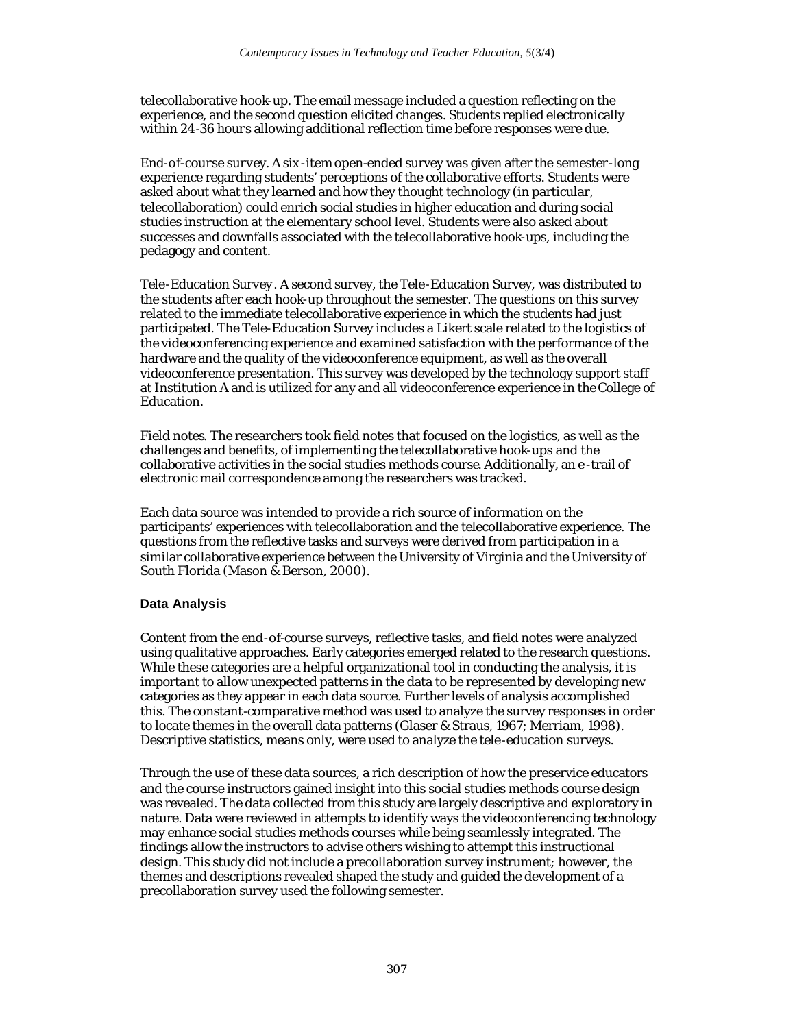telecollaborative hook-up. The email message included a question reflecting on the experience, and the second question elicited changes. Students replied electronically within 24-36 hours allowing additional reflection time before responses were due.

*End-of-course survey.* A six-item open-ended survey was given after the semester-long experience regarding students' perceptions of the collaborative efforts. Students were asked about what they learned and how they thought technology (in particular, telecollaboration) could enrich social studies in higher education and during social studies instruction at the elementary school level. Students were also asked about successes and downfalls associated with the telecollaborative hook-ups, including the pedagogy and content.

*Tele-Education Survey.* A second survey, the Tele-Education Survey, was distributed to the students after each hook-up throughout the semester. The questions on this survey related to the immediate telecollaborative experience in which the students had just participated. The Tele-Education Survey includes a Likert scale related to the logistics of the videoconferencing experience and examined satisfaction with the performance of the hardware and the quality of the videoconference equipment, as well as the overall videoconference presentation. This survey was developed by the technology support staff at Institution A and is utilized for any and all videoconference experience in the College of Education.

*Field notes.* The researchers took field notes that focused on the logistics, as well as the challenges and benefits, of implementing the telecollaborative hook-ups and the collaborative activities in the social studies methods course. Additionally, an e-trail of electronic mail correspondence among the researchers was tracked.

Each data source was intended to provide a rich source of information on the participants' experiences with telecollaboration and the telecollaborative experience. The questions from the reflective tasks and surveys were derived from participation in a similar collaborative experience between the University of Virginia and the University of South Florida (Mason & Berson, 2000).

### Data Analysis

Content from the end-of-course surveys, reflective tasks, and field notes were analyzed using qualitative approaches. Early categories emerged related to the research questions. While these categories are a helpful organizational tool in conducting the analysis, it is important to allow unexpected patterns in the data to be represented by developing new categories as they appear in each data source. Further levels of analysis accomplished this. The constant-comparative method was used to analyze the survey responses in order to locate themes in the overall data patterns (Glaser & Straus, 1967; Merriam, 1998). Descriptive statistics, means only, were used to analyze the tele-education surveys.

Through the use of these data sources, a rich description of how the preservice educators and the course instructors gained insight into this social studies methods course design was revealed. The data collected from this study are largely descriptive and exploratory in nature. Data were reviewed in attempts to identify ways the videoconferencing technology may enhance social studies methods courses while being seamlessly integrated. The findings allow the instructors to advise others wishing to attempt this instructional design. This study did not include a precollaboration survey instrument; however, the themes and descriptions revealed shaped the study and guided the development of a precollaboration survey used the following semester.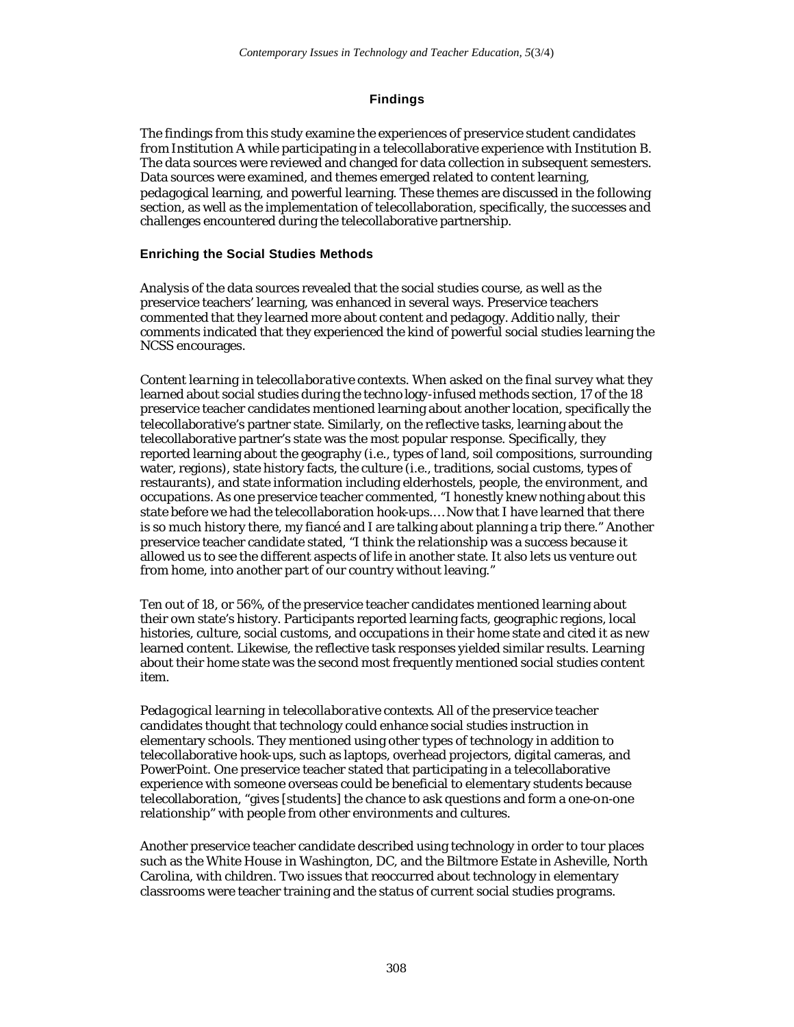## Findings

The findings from this study examine the experiences of preservice student candidates from Institution A while participating in a telecollaborative experience with Institution B. The data sources were reviewed and changed for data collection in subsequent semesters. Data sources were examined, and themes emerged related to content learning, pedagogical learning, and powerful learning. These themes are discussed in the following section, as well as the implementation of telecollaboration, specifically, the successes and challenges encountered during the telecollaborative partnership.

### Enriching the Social Studies Methods

Analysis of the data sources revealed that the social studies course, as well as the preservice teachers' learning, was enhanced in several ways. Preservice teachers commented that they learned more about content and pedagogy. Additionally, their comments indicated that they experienced the kind of powerful social studies learning the NCSS encourages.

*Content learning in telecollaborative contexts.* When asked on the final survey what they learned about social studies during the technology-infused methods section, 17 of the 18 preservice teacher candidates mentioned learning about another location, specifically the telecollaborative's partner state. Similarly, on the reflective tasks, learning about the telecollaborative partner's state was the most popular response. Specifically, they reported learning about the geography (i.e., types of land, soil compositions, surrounding water, regions), state history facts, the culture (i.e., traditions, social customs, types of restaurants), and state information including elderhostels, people, the environment, and occupations. As one preservice teacher commented, "I honestly knew nothing about this state before we had the telecollaboration hook-ups.… Now that I have learned that there is so much history there, my fiancé and I are talking about planning a trip there." Another preservice teacher candidate stated, "I think the relationship was a success because it allowed us to see the different aspects of life in another state. It also lets us venture out from home, into another part of our country without leaving."

Ten out of 18, or 56%, of the preservice teacher candidates mentioned learning about their own state's history. Participants reported learning facts, geographic regions, local histories, culture, social customs, and occupations in their home state and cited it as new learned content. Likewise, the reflective task responses yielded similar results. Learning about their home state was the second most frequently mentioned social studies content item.

*Pedagogical learning in telecollaborative contexts.* All of the preservice teacher candidates thought that technology could enhance social studies instruction in elementary schools. They mentioned using other types of technology in addition to telecollaborative hook-ups, such as laptops, overhead projectors, digital cameras, and PowerPoint. One preservice teacher stated that participating in a telecollaborative experience with someone overseas could be beneficial to elementary students because telecollaboration, "gives [students] the chance to ask questions and form a one-on-one relationship" with people from other environments and cultures.

Another preservice teacher candidate described using technology in order to tour places such as the White House in Washington, DC, and the Biltmore Estate in Asheville, North Carolina, with children. Two issues that reoccurred about technology in elementary classrooms were teacher training and the status of current social studies programs.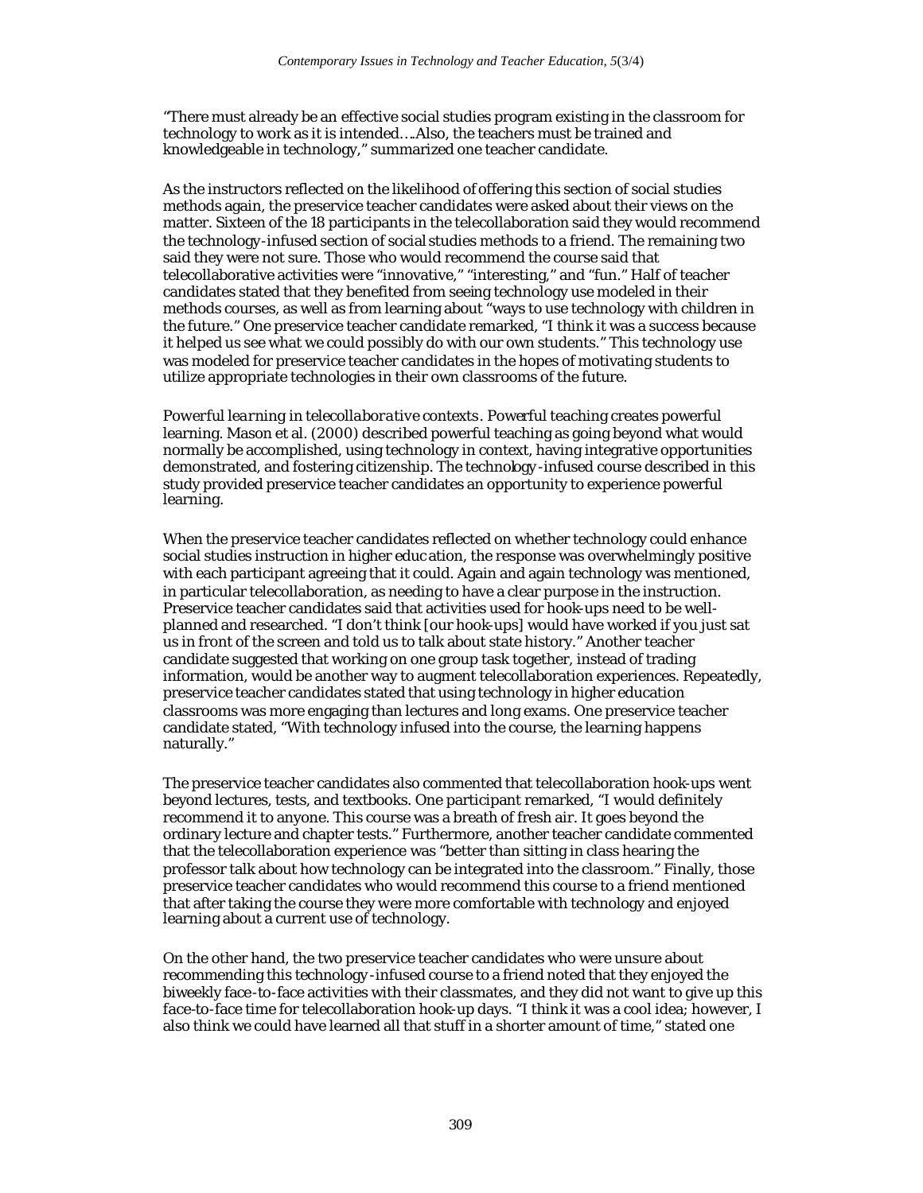"There must already be an effective social studies program existing in the classroom for technology to work as it is intended….Also, the teachers must be trained and knowledgeable in technology," summarized one teacher candidate.

As the instructors reflected on the likelihood of offering this section of social studies methods again, the preservice teacher candidates were asked about their views on the matter. Sixteen of the 18 participants in the telecollaboration said they would recommend the technology-infused section of social studies methods to a friend. The remaining two said they were not sure. Those who would recommend the course said that telecollaborative activities were "innovative," "interesting," and "fun." Half of teacher candidates stated that they benefited from seeing technology use modeled in their methods courses, as well as from learning about "ways to use technology with children in the future." One preservice teacher candidate remarked, "I think it was a success because it helped us see what we could possibly do with our own students." This technology use was modeled for preservice teacher candidates in the hopes of motivating students to utilize appropriate technologies in their own classrooms of the future.

*Powerful learning in telecollaborative contexts.* Powerful teaching creates powerful learning. Mason et al. (2000) described powerful teaching as going beyond what would normally be accomplished, using technology in context, having integrative opportunities demonstrated, and fostering citizenship. The technology-infused course described in this study provided preservice teacher candidates an opportunity to experience powerful learning.

When the preservice teacher candidates reflected on whether technology could enhance social studies instruction in higher education, the response was overwhelmingly positive with each participant agreeing that it could. Again and again technology was mentioned, in particular telecollaboration, as needing to have a clear purpose in the instruction. Preservice teacher candidates said that activities used for hook-ups need to be well-planned and researched. "I don't think [our hook-ups] would have worked if you just sat us in front of the screen and told us to talk about state history." Another teacher candidate suggested that working on one group task together, instead of trading information, would be another way to augment telecollaboration experiences. Repeatedly, preservice teacher candidates stated that using technology in higher education classrooms was more engaging than lectures and long exams. One preservice teacher candidate stated, "With technology infused into the course, the learning happens naturally."

The preservice teacher candidates also commented that telecollaboration hook-ups went beyond lectures, tests, and textbooks. One participant remarked, "I would definitely recommend it to anyone. This course was a breath of fresh air. It goes beyond the ordinary lecture and chapter tests." Furthermore, another teacher candidate commented that the telecollaboration experience was "better than sitting in class hearing the professor talk about how technology can be integrated into the classroom." Finally, those preservice teacher candidates who would recommend this course to a friend mentioned that after taking the course they were more comfortable with technology and enjoyed learning about a current use of technology.

On the other hand, the two preservice teacher candidates who were unsure about recommending this technology-infused course to a friend noted that they enjoyed the biweekly face-to-face activities with their classmates, and they did not want to give up this face-to-face time for telecollaboration hook-up days. "I think it was a cool idea; however, I also think we could have learned all that stuff in a shorter amount of time," stated one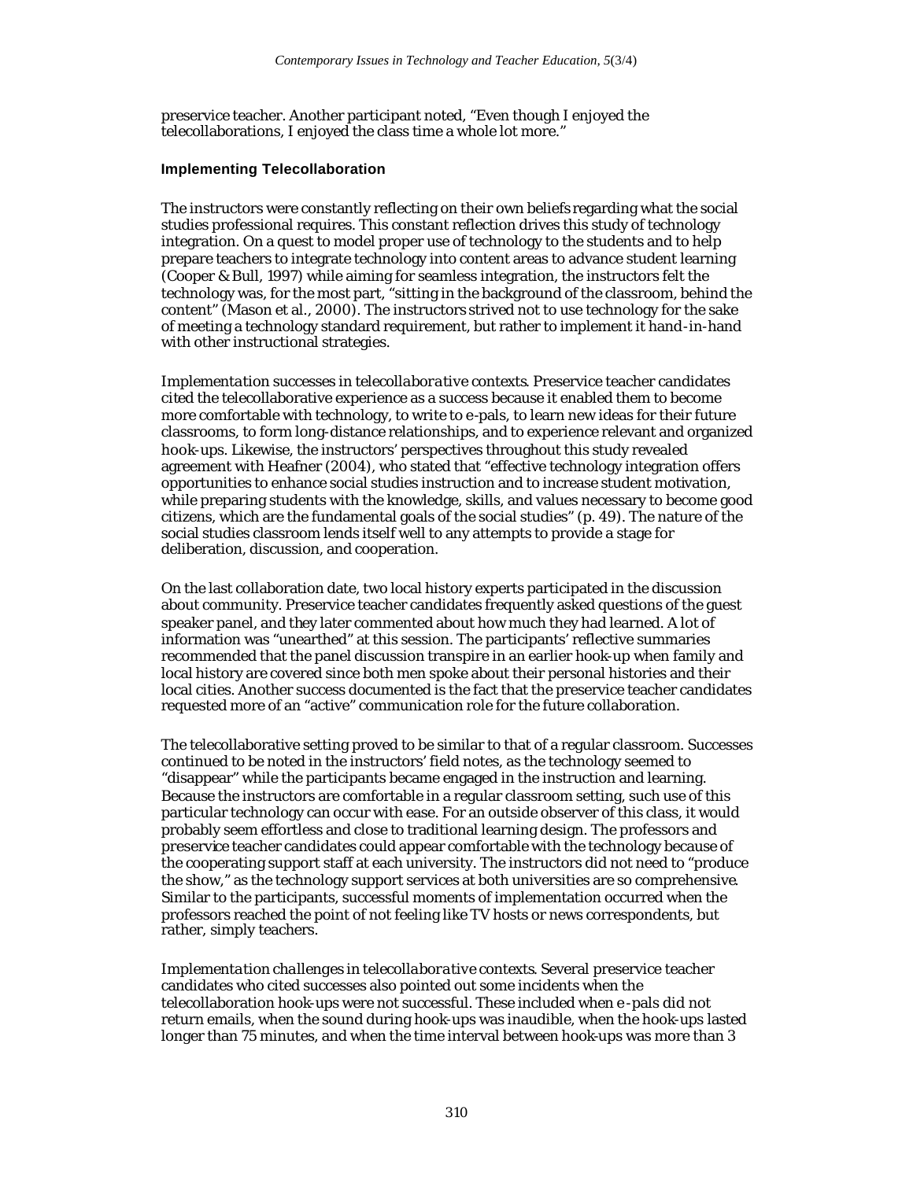preservice teacher. Another participant noted, "Even though I enjoyed the telecollaborations, I enjoyed the class time a whole lot more."

### Implementing Telecollaboration

The instructors were constantly reflecting on their own beliefs regarding what the social studies professional requires. This constant reflection drives this study of technology integration. On a quest to model proper use of technology to the students and to help prepare teachers to integrate technology into content areas to advance student learning (Cooper & Bull, 1997) while aiming for seamless integration, the instructors felt the technology was, for the most part, "sitting in the background of the classroom, behind the content" (Mason et al., 2000). The instructors strived not to use technology for the sake of meeting a technology standard requirement, but rather to implement it hand-in-hand with other instructional strategies.

*Implementation successes in telecollaborative contexts.* Preservice teacher candidates cited the telecollaborative experience as a success because it enabled them to become more comfortable with technology, to write to e-pals, to learn new ideas for their future classrooms, to form long-distance relationships, and to experience relevant and organized hook-ups. Likewise, the instructors' perspectives throughout this study revealed agreement with Heafner (2004), who stated that "effective technology integration offers opportunities to enhance social studies instruction and to increase student motivation, while preparing students with the knowledge, skills, and values necessary to become good citizens, which are the fundamental goals of the social studies" (p. 49). The nature of the social studies classroom lends itself well to any attempts to provide a stage for deliberation, discussion, and cooperation.

On the last collaboration date, two local history experts participated in the discussion about community. Preservice teacher candidates frequently asked questions of the guest speaker panel, and they later commented about how much they had learned. A lot of information was "unearthed" at this session. The participants' reflective summaries recommended that the panel discussion transpire in an earlier hook-up when family and local history are covered since both men spoke about their personal histories and their local cities. Another success documented is the fact that the preservice teacher candidates requested more of an "active" communication role for the future collaboration.

The telecollaborative setting proved to be similar to that of a regular classroom. Successes continued to be noted in the instructors' field notes, as the technology seemed to "disappear" while the participants became engaged in the instruction and learning. Because the instructors are comfortable in a regular classroom setting, such use of this particular technology can occur with ease. For an outside observer of this class, it would probably seem effortless and close to traditional learning design. The professors and preservice teacher candidates could appear comfortable with the technology because of the cooperating support staff at each university. The instructors did not need to "produce the show," as the technology support services at both universities are so comprehensive. Similar to the participants, successful moments of implementation occurred when the professors reached the point of not feeling like TV hosts or news correspondents, but rather, simply teachers.

*Implementation challenges in telecollaborative contexts.* Several preservice teacher candidates who cited successes also pointed out some incidents when the telecollaboration hook-ups were not successful. These included when e-pals did not return emails, when the sound during hook-ups was inaudible, when the hook-ups lasted longer than 75 minutes, and when the time interval between hook-ups was more than 3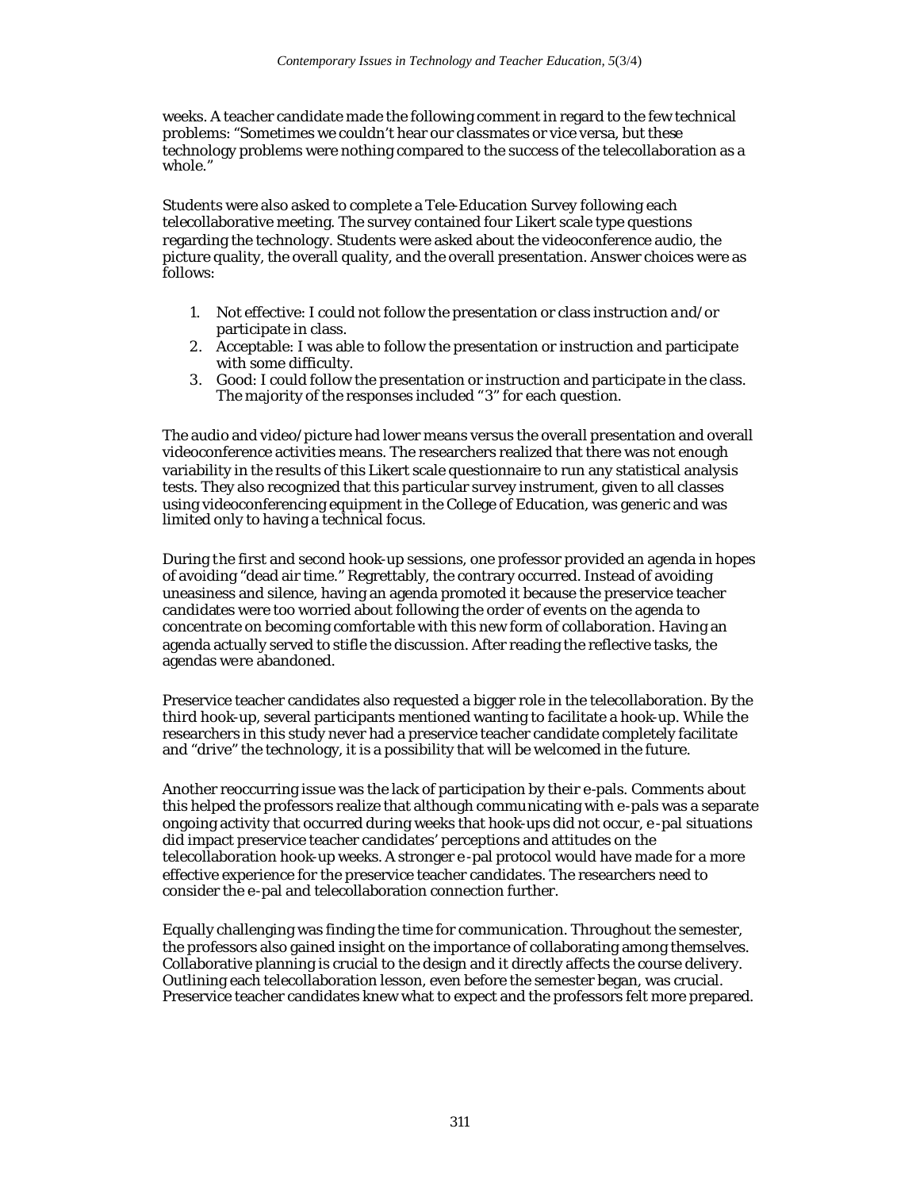weeks. A teacher candidate made the following comment in regard to the few technical problems: "Sometimes we couldn't hear our classmates or vice versa, but these technology problems were nothing compared to the success of the telecollaboration as a whole."

Students were also asked to complete a Tele-Education Survey following each telecollaborative meeting. The survey contained four Likert scale type questions regarding the technology. Students were asked about the videoconference audio, the picture quality, the overall quality, and the overall presentation. Answer choices were as follows:

1. Not effective: I could not follow the presentation or class instruction and/or participate in class.
2. Acceptable: I was able to follow the presentation or instruction and participate with some difficulty.
3. Good: I could follow the presentation or instruction and participate in the class. The majority of the responses included "3" for each question.

The audio and video/picture had lower means versus the overall presentation and overall videoconference activities means. The researchers realized that there was not enough variability in the results of this Likert scale questionnaire to run any statistical analysis tests. They also recognized that this particular survey instrument, given to all classes using videoconferencing equipment in the College of Education, was generic and was limited only to having a technical focus.

During the first and second hook-up sessions, one professor provided an agenda in hopes of avoiding "dead air time." Regrettably, the contrary occurred. Instead of avoiding uneasiness and silence, having an agenda promoted it because the preservice teacher candidates were too worried about following the order of events on the agenda to concentrate on becoming comfortable with this new form of collaboration. Having an agenda actually served to stifle the discussion. After reading the reflective tasks, the agendas were abandoned.

Preservice teacher candidates also requested a bigger role in the telecollaboration. By the third hook-up, several participants mentioned wanting to facilitate a hook-up. While the researchers in this study never had a preservice teacher candidate completely facilitate and "drive" the technology, it is a possibility that will be welcomed in the future.

Another reoccurring issue was the lack of participation by their e-pals. Comments about this helped the professors realize that although communicating with e-pals was a separate ongoing activity that occurred during weeks that hook-ups did not occur, e-pal situations did impact preservice teacher candidates' perceptions and attitudes on the telecollaboration hook-up weeks. A stronger e-pal protocol would have made for a more effective experience for the preservice teacher candidates. The researchers need to consider the e-pal and telecollaboration connection further.

Equally challenging was finding the time for communication. Throughout the semester, the professors also gained insight on the importance of collaborating among themselves. Collaborative planning is crucial to the design and it directly affects the course delivery. Outlining each telecollaboration lesson, even before the semester began, was crucial. Preservice teacher candidates knew what to expect and the professors felt more prepared.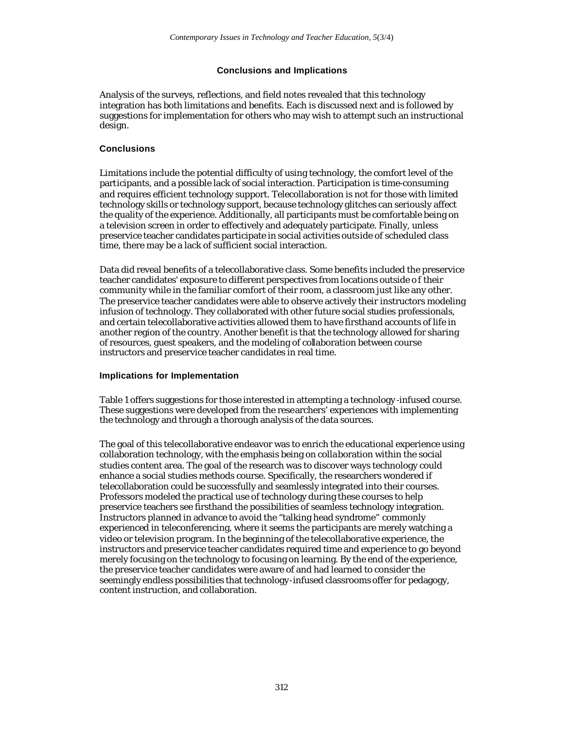## Conclusions and Implications

Analysis of the surveys, reflections, and field notes revealed that this technology integration has both limitations and benefits. Each is discussed next and is followed by suggestions for implementation for others who may wish to attempt such an instructional design.

### Conclusions

Limitations include the potential difficulty of using technology, the comfort level of the participants, and a possible lack of social interaction. Participation is time-consuming and requires efficient technology support. Telecollaboration is not for those with limited technology skills or technology support, because technology glitches can seriously affect the quality of the experience. Additionally, all participants must be comfortable being on a television screen in order to effectively and adequately participate. Finally, unless preservice teacher candidates participate in social activities outside of scheduled class time, there may be a lack of sufficient social interaction.

Data did reveal benefits of a telecollaborative class. Some benefits included the preservice teacher candidates' exposure to different perspectives from locations outside of their community while in the familiar comfort of their room, a classroom just like any other. The preservice teacher candidates were able to observe actively their instructors modeling infusion of technology. They collaborated with other future social studies professionals, and certain telecollaborative activities allowed them to have firsthand accounts of life in another region of the country. Another benefit is that the technology allowed for sharing of resources, guest speakers, and the modeling of collaboration between course instructors and preservice teacher candidates in real time.

### Implications for Implementation

Table 1 offers suggestions for those interested in attempting a technology-infused course. These suggestions were developed from the researchers' experiences with implementing the technology and through a thorough analysis of the data sources.

The goal of this telecollaborative endeavor was to enrich the educational experience using collaboration technology, with the emphasis being on collaboration within the social studies content area. The goal of the research was to discover ways technology could enhance a social studies methods course. Specifically, the researchers wondered if telecollaboration could be successfully and seamlessly integrated into their courses. Professors modeled the practical use of technology during these courses to help preservice teachers see firsthand the possibilities of seamless technology integration. Instructors planned in advance to avoid the "talking head syndrome" commonly experienced in teleconferencing, where it seems the participants are merely watching a video or television program. In the beginning of the telecollaborative experience, the instructors and preservice teacher candidates required time and experience to go beyond merely focusing on the technology to focusing on learning. By the end of the experience, the preservice teacher candidates were aware of and had learned to consider the seemingly endless possibilities that technology-infused classrooms offer for pedagogy, content instruction, and collaboration.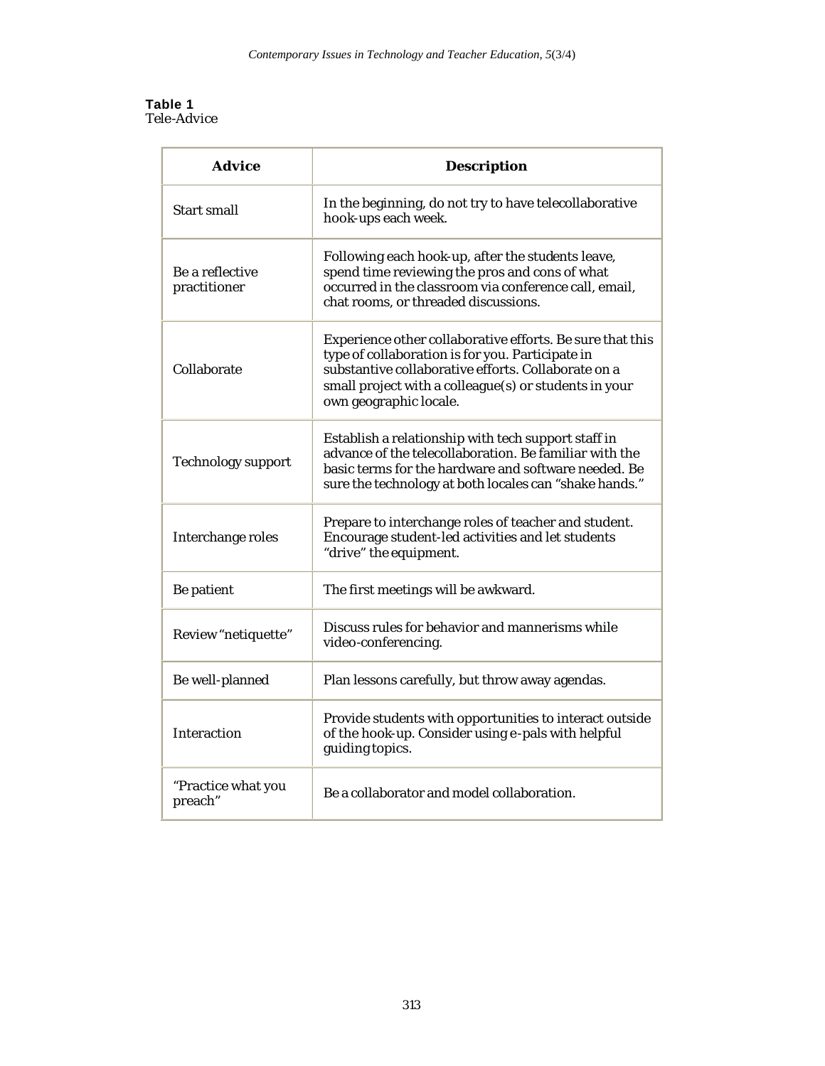**Table 1**
Tele-Advice

| Advice | Description |
|---|---|
| Start small | In the beginning, do not try to have telecollaborative hook-ups each week. |
| Be a reflective practitioner | Following each hook-up, after the students leave, spend time reviewing the pros and cons of what occurred in the classroom via conference call, email, chat rooms, or threaded discussions. |
| Collaborate | Experience other collaborative efforts. Be sure that this type of collaboration is for you. Participate in substantive collaborative efforts. Collaborate on a small project with a colleague(s) or students in your own geographic locale. |
| Technology support | Establish a relationship with tech support staff in advance of the telecollaboration. Be familiar with the basic terms for the hardware and software needed. Be sure the technology at both locales can "shake hands." |
| Interchange roles | Prepare to interchange roles of teacher and student. Encourage student-led activities and let students "drive" the equipment. |
| Be patient | The first meetings will be awkward. |
| Review "netiquette" | Discuss rules for behavior and mannerisms while video-conferencing. |
| Be well-planned | Plan lessons carefully, but throw away agendas. |
| Interaction | Provide students with opportunities to interact outside of the hook-up. Consider using e-pals with helpful guiding topics. |
| "Practice what you preach" | Be a collaborator and model collaboration. |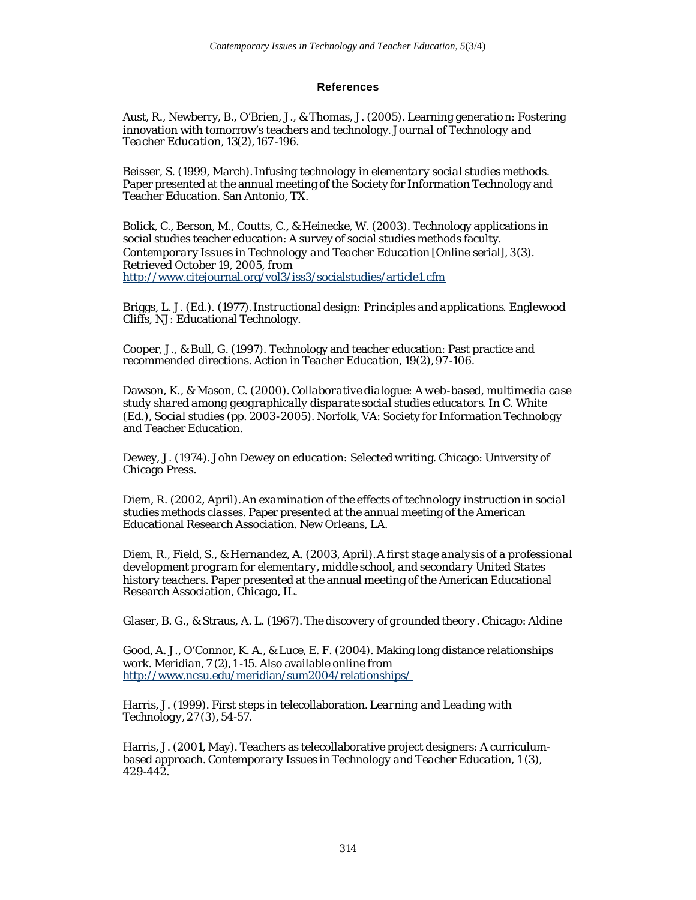## References

Aust, R., Newberry, B., O'Brien, J., & Thomas, J. (2005). Learning generation: Fostering innovation with tomorrow's teachers and technology. *Journal of Technology and Teacher Education, 13*(2), 167-196.

Beisser, S. (1999, March). *Infusing technology in elementary social studies methods.* Paper presented at the annual meeting of the Society for Information Technology and Teacher Education. San Antonio, TX.

Bolick, C., Berson, M., Coutts, C., & Heinecke, W. (2003). Technology applications in social studies teacher education: A survey of social studies methods faculty. *Contemporary Issues in Technology and Teacher Education* [Online serial], *3*(3). Retrieved October 19, 2005, from http://www.citejournal.org/vol3/iss3/socialstudies/article1.cfm

Briggs, L. J. (Ed.). (1977). *Instructional design: Principles and applications.* Englewood Cliffs, NJ: Educational Technology.

Cooper, J., & Bull, G. (1997). Technology and teacher education: Past practice and recommended directions. *Action in Teacher Education, 19*(2), 97-106.

Dawson, K., & Mason, C. (2000). *Collaborative dialogue: A web-based, multimedia case study shared among geographically disparate social studies educators.* In C. White (Ed.), *Social studies* (pp. 2003-2005). Norfolk, VA: Society for Information Technology and Teacher Education.

Dewey, J. (1974). *John Dewey on education: Selected writing.* Chicago: University of Chicago Press.

Diem, R. (2002, April). *An examination of the effects of technology instruction in social studies methods classes.* Paper presented at the annual meeting of the American Educational Research Association. New Orleans, LA.

Diem, R., Field, S., & Hernandez, A. (2003, April). *A first stage analysis of a professional development program for elementary, middle school, and secondary United States history teachers.* Paper presented at the annual meeting of the American Educational Research Association, Chicago, IL.

Glaser, B. G., & Straus, A. L. (1967). *The discovery of grounded theory*. Chicago: Aldine

Good, A. J., O'Connor, K. A., & Luce, E. F. (2004). Making long distance relationships work. *Meridian, 7* (2), 1-15. Also available online from http://www.ncsu.edu/meridian/sum2004/relationships/

Harris, J. (1999). First steps in telecollaboration. *Learning and Leading with Technology, 27* (3), 54-57.

Harris, J. (2001, May). Teachers as telecollaborative project designers: A curriculum-based approach. *Contemporary Issues in Technology and Teacher Education, 1* (3), 429-442.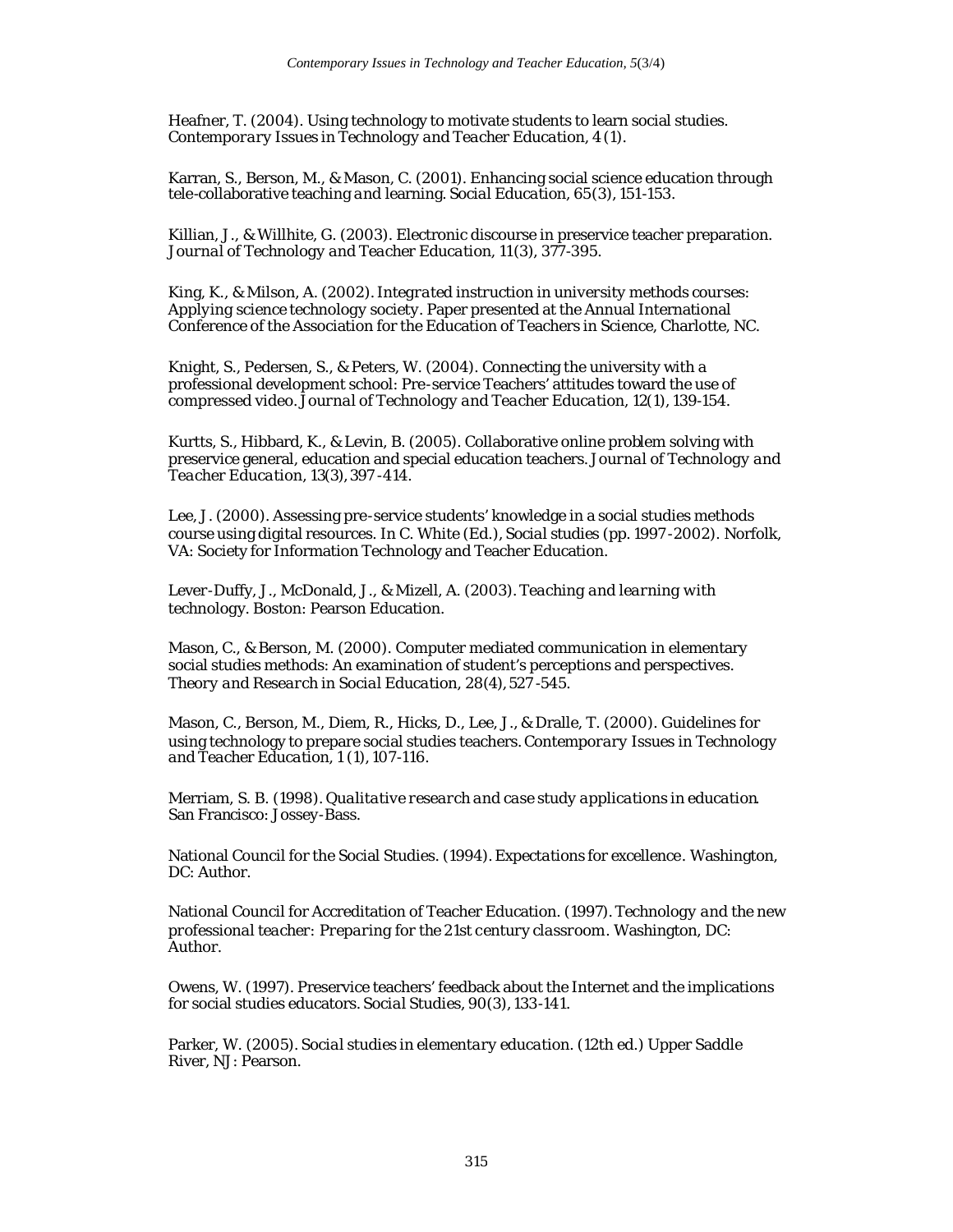Heafner, T. (2004). Using technology to motivate students to learn social studies. *Contemporary Issues in Technology and Teacher Education, 4* (1).

Karran, S., Berson, M., & Mason, C. (2001). Enhancing social science education through tele-collaborative teaching and learning. *Social Education, 65*(3), 151-153.

Killian, J., & Willhite, G. (2003). Electronic discourse in preservice teacher preparation. *Journal of Technology and Teacher Education*, 11(3), 377-395.

King, K., & Milson, A. (2002). *Integrated instruction in university methods courses: Applying science technology society.* Paper presented at the Annual International Conference of the Association for the Education of Teachers in Science, Charlotte, NC.

Knight, S., Pedersen, S., & Peters, W. (2004). Connecting the university with a professional development school: Pre-service Teachers' attitudes toward the use of compressed video. *Journal of Technology and Teacher Education, 12*(1), 139-154.

Kurtts, S., Hibbard, K., & Levin, B. (2005). Collaborative online problem solving with preservice general, education and special education teachers. *Journal of Technology and Teacher Education, 13*(3), 397-414.

Lee, J. (2000). Assessing pre-service students' knowledge in a social studies methods course using digital resources. In C. White (Ed.), Social studies (pp. 1997-2002). Norfolk, VA: Society for Information Technology and Teacher Education.

Lever-Duffy, J., McDonald, J., & Mizell, A. (2003). *Teaching and learning with technology*. Boston: Pearson Education.

Mason, C., & Berson, M. (2000). Computer mediated communication in elementary social studies methods: An examination of student's perceptions and perspectives. *Theory and Research in Social Education, 28*(4), 527-545.

Mason, C., Berson, M., Diem, R., Hicks, D., Lee, J., & Dralle, T. (2000). Guidelines for using technology to prepare social studies teachers. *Contemporary Issues in Technology and Teacher Education, 1* (1), 107-116.

Merriam, S. B. (1998). *Qualitative research and case study applications in education.* San Francisco: Jossey-Bass.

National Council for the Social Studies. (1994). *Expectations for excellence*. Washington, DC: Author.

National Council for Accreditation of Teacher Education. (1997). *Technology and the new professional teacher: Preparing for the 21st century classroom*. Washington, DC: Author.

Owens, W. (1997). Preservice teachers' feedback about the Internet and the implications for social studies educators. *Social Studies, 90*(3), 133-141.

Parker, W. (2005). *Social studies in elementary education*. (12th ed.) Upper Saddle River, NJ: Pearson.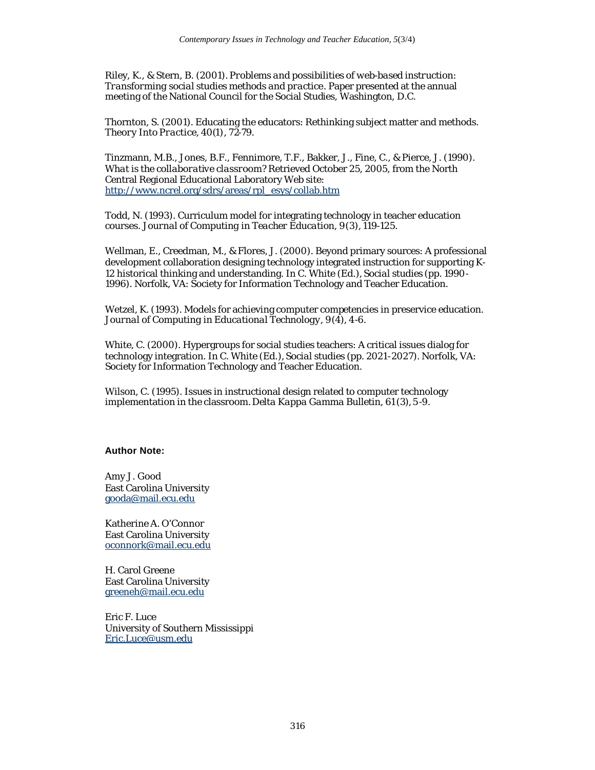Riley, K., & Stern, B. (2001). *Problems and possibilities of web-based instruction: Transforming social studies methods and practice.* Paper presented at the annual meeting of the National Council for the Social Studies, Washington, D.C.

Thornton, S. (2001). Educating the educators: Rethinking subject matter and methods. *Theory Into Practice, 40*(1), 72-79.

Tinzmann, M.B., Jones, B.F., Fennimore, T.F., Bakker, J., Fine, C., & Pierce, J. (1990). *What is the collaborative classroom?* Retrieved October 25, 2005, from the North Central Regional Educational Laboratory Web site: http://www.ncrel.org/sdrs/areas/rpl_esys/collab.htm

Todd, N. (1993). Curriculum model for integrating technology in teacher education courses. *Journal of Computing in Teacher Education, 9*(3), 119-125.

Wellman, E., Creedman, M., & Flores, J. (2000). Beyond primary sources: A professional development collaboration designing technology integrated instruction for supporting K-12 historical thinking and understanding. In C. White (Ed.), *Social studies* (pp. 1990-1996). Norfolk, VA: Society for Information Technology and Teacher Education.

Wetzel, K. (1993). Models for achieving computer competencies in preservice education. *Journal of Computing in Educational Technology, 9*(4), 4-6.

White, C. (2000). Hypergroups for social studies teachers: A critical issues dialog for technology integration. In C. White (Ed.), *Social studies* (pp. 2021-2027). Norfolk, VA: Society for Information Technology and Teacher Education.

Wilson, C. (1995). Issues in instructional design related to computer technology implementation in the classroom. *Delta Kappa Gamma Bulletin, 61*(3), 5-9.

**Author Note:**

Amy J. Good
East Carolina University
gooda@mail.ecu.edu

Katherine A. O'Connor
East Carolina University
oconnork@mail.ecu.edu

H. Carol Greene
East Carolina University
greeneh@mail.ecu.edu

Eric F. Luce
University of Southern Mississippi
Eric.Luce@usm.edu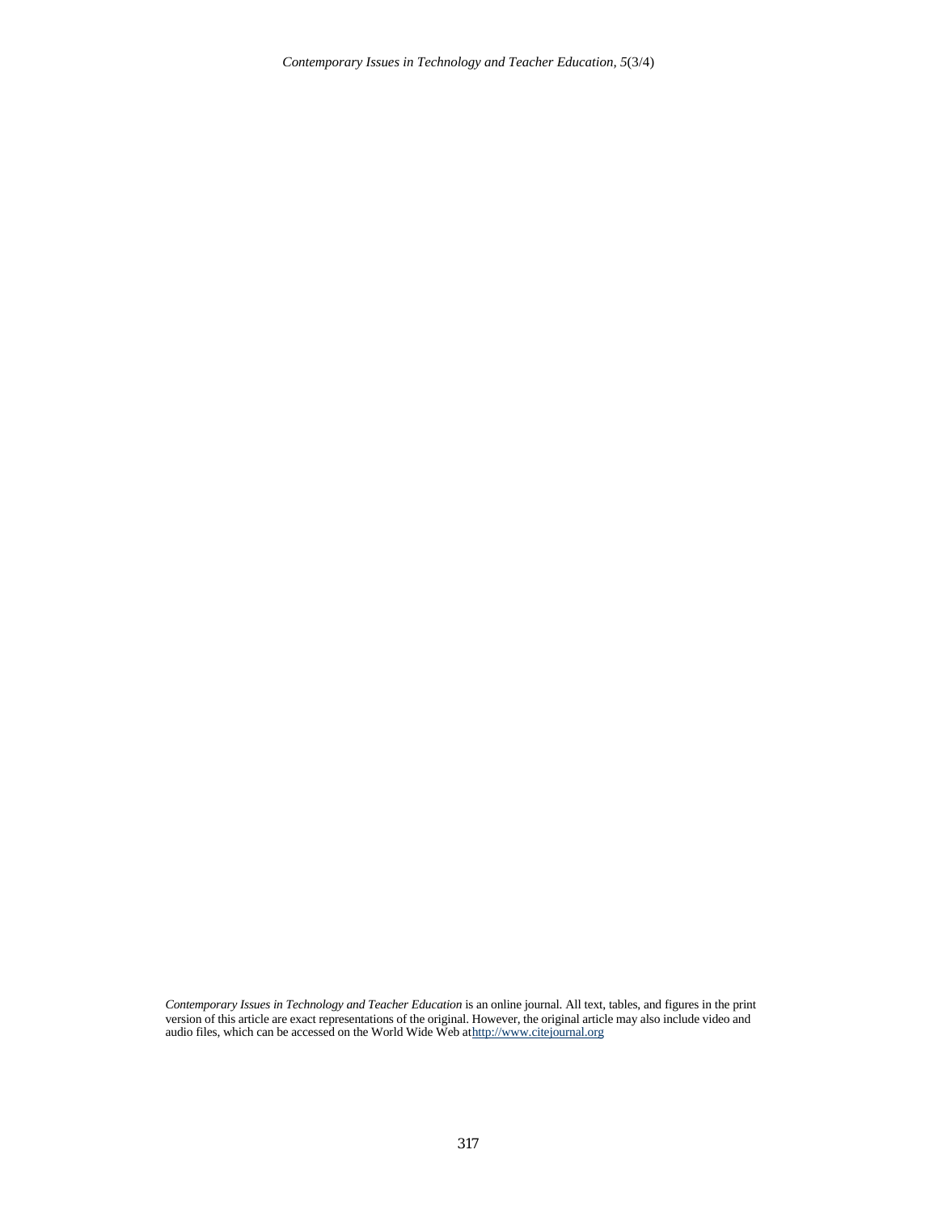*Contemporary Issues in Technology and Teacher Education* is an online journal. All text, tables, and figures in the print version of this article are exact representations of the original. However, the original article may also include video and audio files, which can be accessed on the World Wide Web at http://www.citejournal.org